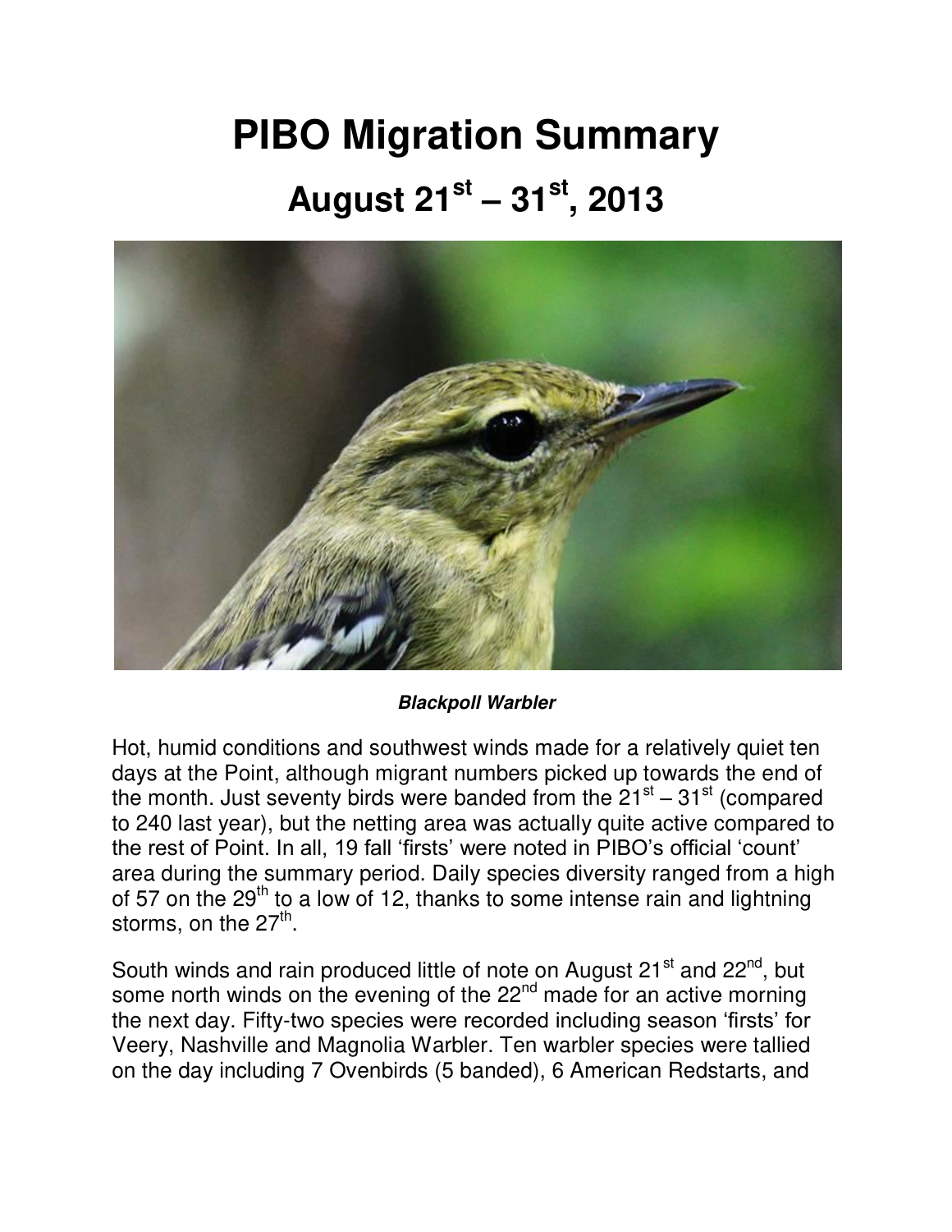# PIBO Migration Summary

## August 21st – 31st, 2013

***Blackpoll Warbler***

Hot, humid conditions and southwest winds made for a relatively quiet ten days at the Point, although migrant numbers picked up towards the end of the month. Just seventy birds were banded from the 21st – 31st (compared to 240 last year), but the netting area was actually quite active compared to the rest of Point. In all, 19 fall 'firsts' were noted in PIBO's official 'count' area during the summary period. Daily species diversity ranged from a high of 57 on the 29th to a low of 12, thanks to some intense rain and lightning storms, on the 27th.

South winds and rain produced little of note on August 21st and 22nd, but some north winds on the evening of the 22nd made for an active morning the next day. Fifty-two species were recorded including season 'firsts' for Veery, Nashville and Magnolia Warbler. Ten warbler species were tallied on the day including 7 Ovenbirds (5 banded), 6 American Redstarts, and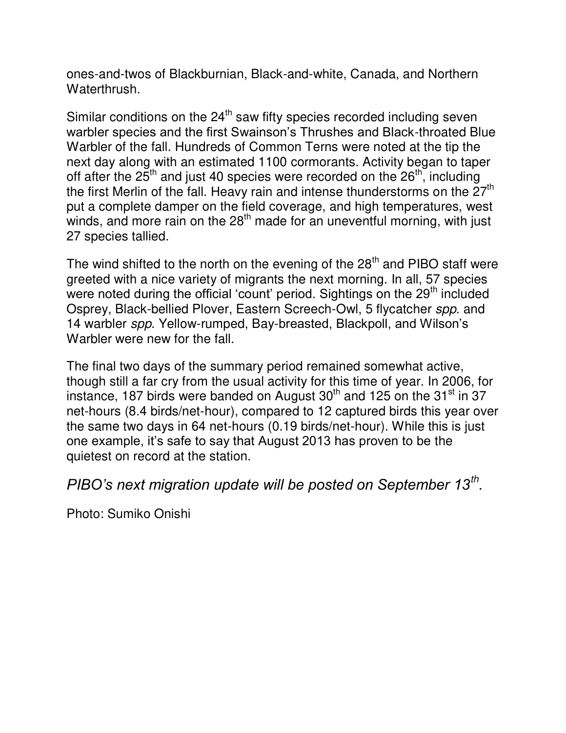ones-and-twos of Blackburnian, Black-and-white, Canada, and Northern Waterthrush.

Similar conditions on the 24th saw fifty species recorded including seven warbler species and the first Swainson's Thrushes and Black-throated Blue Warbler of the fall. Hundreds of Common Terns were noted at the tip the next day along with an estimated 1100 cormorants. Activity began to taper off after the 25th and just 40 species were recorded on the 26th, including the first Merlin of the fall. Heavy rain and intense thunderstorms on the 27th put a complete damper on the field coverage, and high temperatures, west winds, and more rain on the 28th made for an uneventful morning, with just 27 species tallied.

The wind shifted to the north on the evening of the 28th and PIBO staff were greeted with a nice variety of migrants the next morning. In all, 57 species were noted during the official 'count' period. Sightings on the 29th included Osprey, Black-bellied Plover, Eastern Screech-Owl, 5 flycatcher *spp*. and 14 warbler *spp*. Yellow-rumped, Bay-breasted, Blackpoll, and Wilson's Warbler were new for the fall.

The final two days of the summary period remained somewhat active, though still a far cry from the usual activity for this time of year. In 2006, for instance, 187 birds were banded on August 30th and 125 on the 31st in 37 net-hours (8.4 birds/net-hour), compared to 12 captured birds this year over the same two days in 64 net-hours (0.19 birds/net-hour). While this is just one example, it's safe to say that August 2013 has proven to be the quietest on record at the station.

*PIBO's next migration update will be posted on September 13th.*

Photo: Sumiko Onishi